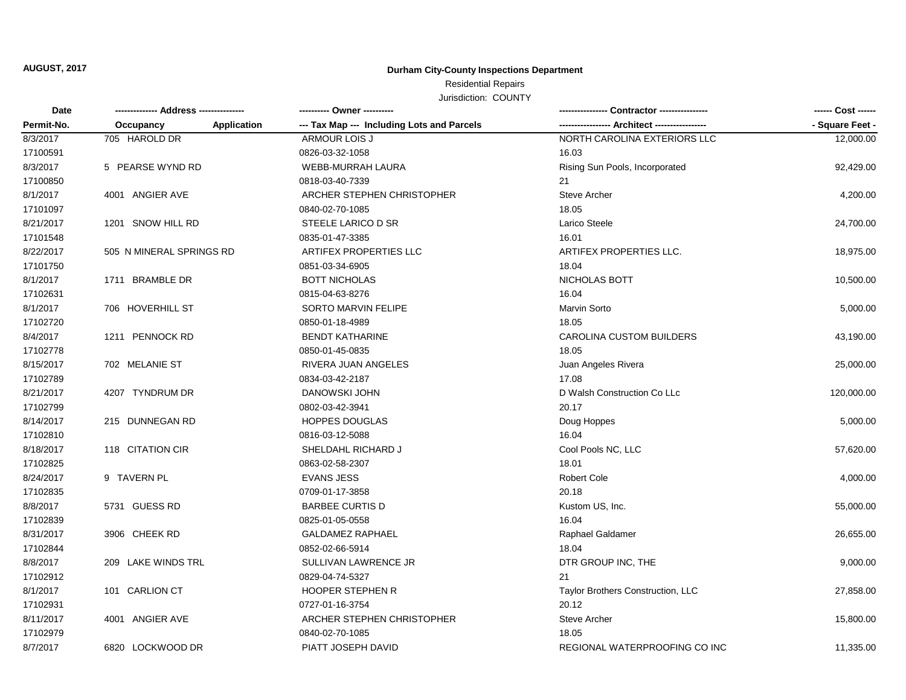**AUGUST, 2017**

## Durham City-County Inspections Department

Residential Repairs

Jurisdiction: COUNTY

| Date / Permit-No. | Address / Occupancy | Application | Owner / Tax Map --- Including Lots and Parcels | Contractor / Architect | Cost / Square Feet |
|---|---|---|---|---|---|
| 8/3/2017 | 705 HAROLD DR | | ARMOUR LOIS J | NORTH CAROLINA EXTERIORS LLC | 12,000.00 |
| 17100591 | | | 0826-03-32-1058 | 16.03 | |
| 8/3/2017 | 5 PEARSE WYND RD | | WEBB-MURRAH LAURA | Rising Sun Pools, Incorporated | 92,429.00 |
| 17100850 | | | 0818-03-40-7339 | 21 | |
| 8/1/2017 | 4001 ANGIER AVE | | ARCHER STEPHEN CHRISTOPHER | Steve Archer | 4,200.00 |
| 17101097 | | | 0840-02-70-1085 | 18.05 | |
| 8/21/2017 | 1201 SNOW HILL RD | | STEELE LARICO D SR | Larico Steele | 24,700.00 |
| 17101548 | | | 0835-01-47-3385 | 16.01 | |
| 8/22/2017 | 505 N MINERAL SPRINGS RD | | ARTIFEX PROPERTIES LLC | ARTIFEX PROPERTIES LLC. | 18,975.00 |
| 17101750 | | | 0851-03-34-6905 | 18.04 | |
| 8/1/2017 | 1711 BRAMBLE DR | | BOTT NICHOLAS | NICHOLAS BOTT | 10,500.00 |
| 17102631 | | | 0815-04-63-8276 | 16.04 | |
| 8/1/2017 | 706 HOVERHILL ST | | SORTO MARVIN FELIPE | Marvin Sorto | 5,000.00 |
| 17102720 | | | 0850-01-18-4989 | 18.05 | |
| 8/4/2017 | 1211 PENNOCK RD | | BENDT KATHARINE | CAROLINA CUSTOM BUILDERS | 43,190.00 |
| 17102778 | | | 0850-01-45-0835 | 18.05 | |
| 8/15/2017 | 702 MELANIE ST | | RIVERA JUAN ANGELES | Juan Angeles Rivera | 25,000.00 |
| 17102789 | | | 0834-03-42-2187 | 17.08 | |
| 8/21/2017 | 4207 TYNDRUM DR | | DANOWSKI JOHN | D Walsh Construction Co LLc | 120,000.00 |
| 17102799 | | | 0802-03-42-3941 | 20.17 | |
| 8/14/2017 | 215 DUNNEGAN RD | | HOPPES DOUGLAS | Doug Hoppes | 5,000.00 |
| 17102810 | | | 0816-03-12-5088 | 16.04 | |
| 8/18/2017 | 118 CITATION CIR | | SHELDAHL RICHARD J | Cool Pools NC, LLC | 57,620.00 |
| 17102825 | | | 0863-02-58-2307 | 18.01 | |
| 8/24/2017 | 9 TAVERN PL | | EVANS JESS | Robert Cole | 4,000.00 |
| 17102835 | | | 0709-01-17-3858 | 20.18 | |
| 8/8/2017 | 5731 GUESS RD | | BARBEE CURTIS D | Kustom US, Inc. | 55,000.00 |
| 17102839 | | | 0825-01-05-0558 | 16.04 | |
| 8/31/2017 | 3906 CHEEK RD | | GALDAMEZ RAPHAEL | Raphael Galdamer | 26,655.00 |
| 17102844 | | | 0852-02-66-5914 | 18.04 | |
| 8/8/2017 | 209 LAKE WINDS TRL | | SULLIVAN LAWRENCE JR | DTR GROUP INC, THE | 9,000.00 |
| 17102912 | | | 0829-04-74-5327 | 21 | |
| 8/1/2017 | 101 CARLION CT | | HOOPER STEPHEN R | Taylor Brothers Construction, LLC | 27,858.00 |
| 17102931 | | | 0727-01-16-3754 | 20.12 | |
| 8/11/2017 | 4001 ANGIER AVE | | ARCHER STEPHEN CHRISTOPHER | Steve Archer | 15,800.00 |
| 17102979 | | | 0840-02-70-1085 | 18.05 | |
| 8/7/2017 | 6820 LOCKWOOD DR | | PIATT JOSEPH DAVID | REGIONAL WATERPROOFING CO INC | 11,335.00 |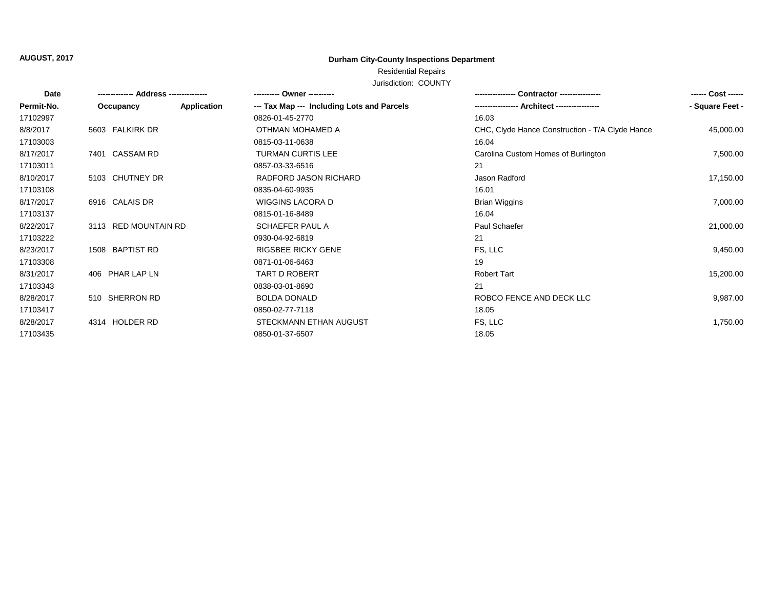**AUGUST, 2017**

**Durham City-County Inspections Department**

Residential Repairs

Jurisdiction: COUNTY

| Date<br>Permit-No. | ------------- Address --------------<br>Occupancy | <br>Application | ---------- Owner ----------<br>--- Tax Map --- Including Lots and Parcels | ---------------- Contractor ----------------<br>----------------- Architect ----------------- | ------ Cost ------<br>- Square Feet - |
|---|---|---|---|---|---|
| 17102997 | | | 0826-01-45-2770 | 16.03 | |
| 8/8/2017 | 5603 FALKIRK DR | | OTHMAN MOHAMED A | CHC, Clyde Hance Construction - T/A Clyde Hance | 45,000.00 |
| 17103003 | | | 0815-03-11-0638 | 16.04 | |
| 8/17/2017 | 7401 CASSAM RD | | TURMAN CURTIS LEE | Carolina Custom Homes of Burlington | 7,500.00 |
| 17103011 | | | 0857-03-33-6516 | 21 | |
| 8/10/2017 | 5103 CHUTNEY DR | | RADFORD JASON RICHARD | Jason Radford | 17,150.00 |
| 17103108 | | | 0835-04-60-9935 | 16.01 | |
| 8/17/2017 | 6916 CALAIS DR | | WIGGINS LACORA D | Brian Wiggins | 7,000.00 |
| 17103137 | | | 0815-01-16-8489 | 16.04 | |
| 8/22/2017 | 3113 RED MOUNTAIN RD | | SCHAEFER PAUL A | Paul Schaefer | 21,000.00 |
| 17103222 | | | 0930-04-92-6819 | 21 | |
| 8/23/2017 | 1508 BAPTIST RD | | RIGSBEE RICKY GENE | FS, LLC | 9,450.00 |
| 17103308 | | | 0871-01-06-6463 | 19 | |
| 8/31/2017 | 406 PHAR LAP LN | | TART D ROBERT | Robert Tart | 15,200.00 |
| 17103343 | | | 0838-03-01-8690 | 21 | |
| 8/28/2017 | 510 SHERRON RD | | BOLDA DONALD | ROBCO FENCE AND DECK LLC | 9,987.00 |
| 17103417 | | | 0850-02-77-7118 | 18.05 | |
| 8/28/2017 | 4314 HOLDER RD | | STECKMANN ETHAN AUGUST | FS, LLC | 1,750.00 |
| 17103435 | | | 0850-01-37-6507 | 18.05 | |